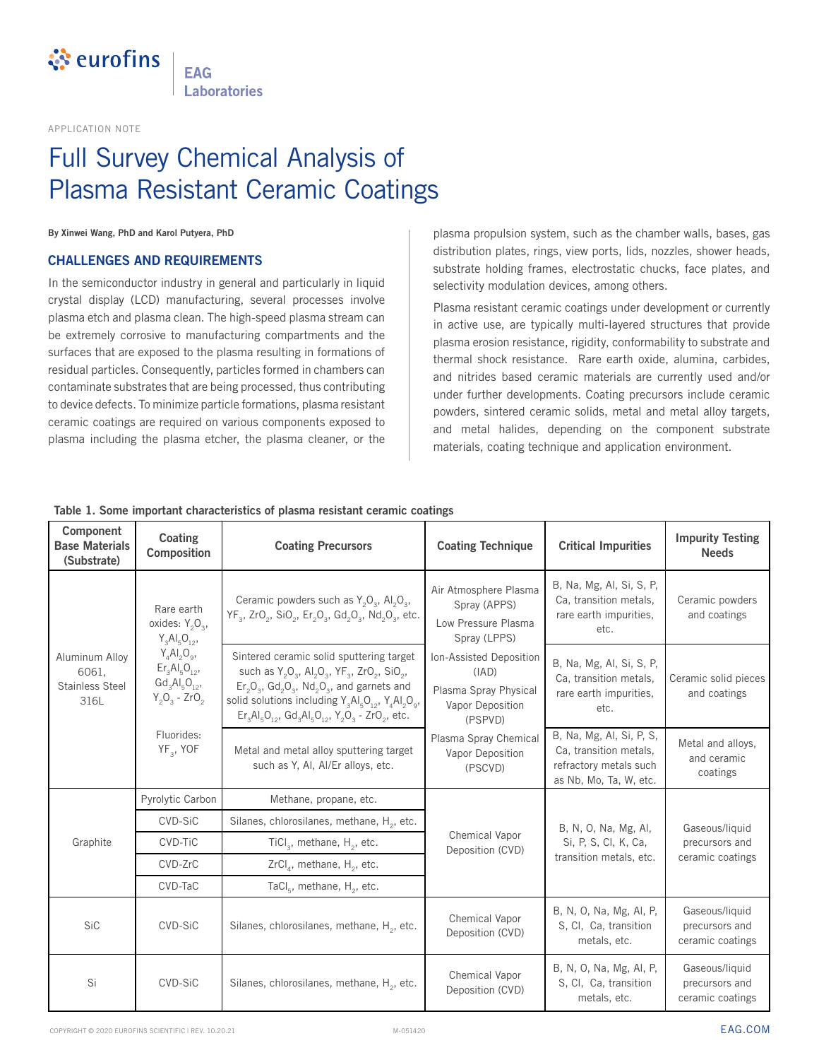APPLICATION NOTE

# Full Survey Chemical Analysis of Plasma Resistant Ceramic Coatings

**By Xinwei Wang, PhD and Karol Putyera, PhD**

## CHALLENGES AND REQUIREMENTS

In the semiconductor industry in general and particularly in liquid crystal display (LCD) manufacturing, several processes involve plasma etch and plasma clean. The high-speed plasma stream can be extremely corrosive to manufacturing compartments and the surfaces that are exposed to the plasma resulting in formations of residual particles. Consequently, particles formed in chambers can contaminate substrates that are being processed, thus contributing to device defects. To minimize particle formations, plasma resistant ceramic coatings are required on various components exposed to plasma including the plasma etcher, the plasma cleaner, or the plasma propulsion system, such as the chamber walls, bases, gas distribution plates, rings, view ports, lids, nozzles, shower heads, substrate holding frames, electrostatic chucks, face plates, and selectivity modulation devices, among others.

Plasma resistant ceramic coatings under development or currently in active use, are typically multi-layered structures that provide plasma erosion resistance, rigidity, conformability to substrate and thermal shock resistance. Rare earth oxide, alumina, carbides, and nitrides based ceramic materials are currently used and/or under further developments. Coating precursors include ceramic powders, sintered ceramic solids, metal and metal alloy targets, and metal halides, depending on the component substrate materials, coating technique and application environment.

**Table 1. Some important characteristics of plasma resistant ceramic coatings**

| Component Base Materials (Substrate) | Coating Composition | Coating Precursors | Coating Technique | Critical Impurities | Impurity Testing Needs |
|---|---|---|---|---|---|
| Aluminum Alloy 6061, Stainless Steel 316L | Rare earth oxides: $Y_2O_3$, $Y_3Al_5O_{12}$, $Y_4Al_2O_9$, $Er_3Al_5O_{12}$, $Gd_3Al_5O_{12}$, $Y_2O_3$ - $ZrO_2$; Fluorides: $YF_3$, YOF | Ceramic powders such as $Y_2O_3$, $Al_2O_3$, $YF_3$, $ZrO_2$, $SiO_2$, $Er_2O_3$, $Gd_2O_3$, $Nd_2O_3$, etc. | Air Atmosphere Plasma Spray (APPS); Low Pressure Plasma Spray (LPPS); Ion-Assisted Deposition (IAD); Plasma Spray Physical Vapor Deposition (PSPVD); Plasma Spray Chemical Vapor Deposition (PSCVD) | B, Na, Mg, Al, Si, S, P, Ca, transition metals, rare earth impurities, etc. | Ceramic powders and coatings |
| | | Sintered ceramic solid sputtering target such as $Y_2O_3$, $Al_2O_3$, $YF_3$, $ZrO_2$, $SiO_2$, $Er_2O_3$, $Gd_2O_3$, $Nd_2O_3$, and garnets and solid solutions including $Y_3Al_5O_{12}$, $Y_4Al_2O_9$, $Er_3Al_5O_{12}$, $Gd_3Al_5O_{12}$, $Y_2O_3$ - $ZrO_2$, etc. | | B, Na, Mg, Al, Si, S, P, Ca, transition metals, rare earth impurities, etc. | Ceramic solid pieces and coatings |
| | | Metal and metal alloy sputtering target such as Y, Al, Al/Er alloys, etc. | | B, Na, Mg, Al, Si, P, S, Ca, transition metals, refractory metals such as Nb, Mo, Ta, W, etc. | Metal and alloys, and ceramic coatings |
| Graphite | Pyrolytic Carbon | Methane, propane, etc. | Chemical Vapor Deposition (CVD) | B, N, O, Na, Mg, Al, Si, P, S, Cl, K, Ca, transition metals, etc. | Gaseous/liquid precursors and ceramic coatings |
| | CVD-SiC | Silanes, chlorosilanes, methane, $H_2$, etc. | | | |
| | CVD-TiC | $TiCl_3$, methane, $H_2$, etc. | | | |
| | CVD-ZrC | $ZrCl_4$, methane, $H_2$, etc. | | | |
| | CVD-TaC | $TaCl_5$, methane, $H_2$, etc. | | | |
| SiC | CVD-SiC | Silanes, chlorosilanes, methane, $H_2$, etc. | Chemical Vapor Deposition (CVD) | B, N, O, Na, Mg, Al, P, S, Cl, Ca, transition metals, etc. | Gaseous/liquid precursors and ceramic coatings |
| Si | CVD-SiC | Silanes, chlorosilanes, methane, $H_2$, etc. | Chemical Vapor Deposition (CVD) | B, N, O, Na, Mg, Al, P, S, Cl, Ca, transition metals, etc. | Gaseous/liquid precursors and ceramic coatings |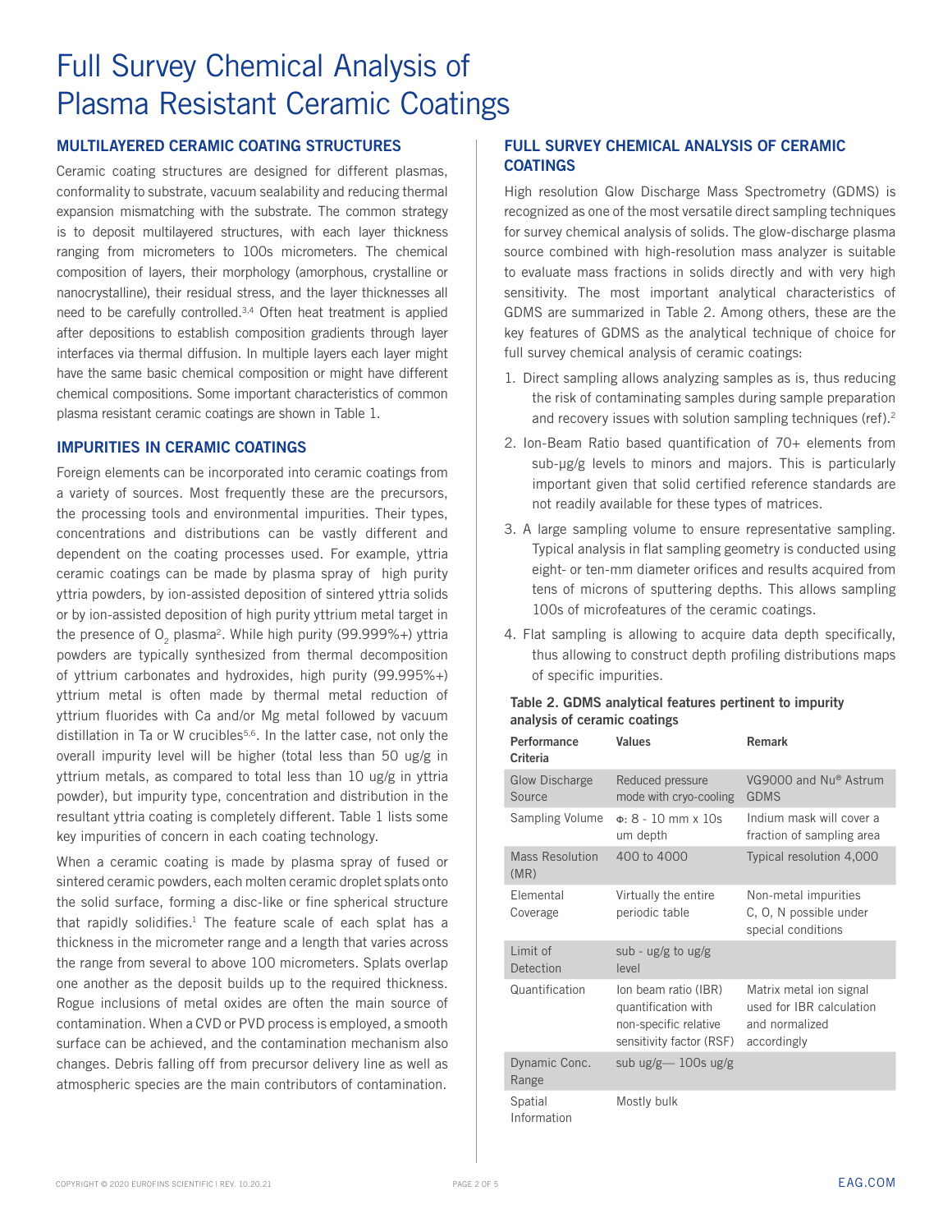# Full Survey Chemical Analysis of Plasma Resistant Ceramic Coatings

## MULTILAYERED CERAMIC COATING STRUCTURES

Ceramic coating structures are designed for different plasmas, conformality to substrate, vacuum sealability and reducing thermal expansion mismatching with the substrate. The common strategy is to deposit multilayered structures, with each layer thickness ranging from micrometers to 100s micrometers. The chemical composition of layers, their morphology (amorphous, crystalline or nanocrystalline), their residual stress, and the layer thicknesses all need to be carefully controlled.[3,4] Often heat treatment is applied after depositions to establish composition gradients through layer interfaces via thermal diffusion. In multiple layers each layer might have the same basic chemical composition or might have different chemical compositions. Some important characteristics of common plasma resistant ceramic coatings are shown in Table 1.

## IMPURITIES IN CERAMIC COATINGS

Foreign elements can be incorporated into ceramic coatings from a variety of sources. Most frequently these are the precursors, the processing tools and environmental impurities. Their types, concentrations and distributions can be vastly different and dependent on the coating processes used. For example, yttria ceramic coatings can be made by plasma spray of high purity yttria powders, by ion-assisted deposition of sintered yttria solids or by ion-assisted deposition of high purity yttrium metal target in the presence of $O_2$ plasma[2]. While high purity (99.999%+) yttria powders are typically synthesized from thermal decomposition of yttrium carbonates and hydroxides, high purity (99.995%+) yttrium metal is often made by thermal metal reduction of yttrium fluorides with Ca and/or Mg metal followed by vacuum distillation in Ta or W crucibles[5,6]. In the latter case, not only the overall impurity level will be higher (total less than 50 ug/g in yttrium metals, as compared to total less than 10 ug/g in yttria powder), but impurity type, concentration and distribution in the resultant yttria coating is completely different. Table 1 lists some key impurities of concern in each coating technology.

When a ceramic coating is made by plasma spray of fused or sintered ceramic powders, each molten ceramic droplet splats onto the solid surface, forming a disc-like or fine spherical structure that rapidly solidifies.[1] The feature scale of each splat has a thickness in the micrometer range and a length that varies across the range from several to above 100 micrometers. Splats overlap one another as the deposit builds up to the required thickness. Rogue inclusions of metal oxides are often the main source of contamination. When a CVD or PVD process is employed, a smooth surface can be achieved, and the contamination mechanism also changes. Debris falling off from precursor delivery line as well as atmospheric species are the main contributors of contamination.

## FULL SURVEY CHEMICAL ANALYSIS OF CERAMIC COATINGS

High resolution Glow Discharge Mass Spectrometry (GDMS) is recognized as one of the most versatile direct sampling techniques for survey chemical analysis of solids. The glow-discharge plasma source combined with high-resolution mass analyzer is suitable to evaluate mass fractions in solids directly and with very high sensitivity. The most important analytical characteristics of GDMS are summarized in Table 2. Among others, these are the key features of GDMS as the analytical technique of choice for full survey chemical analysis of ceramic coatings:

1. Direct sampling allows analyzing samples as is, thus reducing the risk of contaminating samples during sample preparation and recovery issues with solution sampling techniques (ref).[2]
2. Ion-Beam Ratio based quantification of 70+ elements from sub-µg/g levels to minors and majors. This is particularly important given that solid certified reference standards are not readily available for these types of matrices.
3. A large sampling volume to ensure representative sampling. Typical analysis in flat sampling geometry is conducted using eight- or ten-mm diameter orifices and results acquired from tens of microns of sputtering depths. This allows sampling 100s of microfeatures of the ceramic coatings.
4. Flat sampling is allowing to acquire data depth specifically, thus allowing to construct depth profiling distributions maps of specific impurities.

**Table 2. GDMS analytical features pertinent to impurity analysis of ceramic coatings**

| Performance Criteria | Values | Remark |
|---|---|---|
| Glow Discharge Source | Reduced pressure mode with cryo-cooling | VG9000 and Nu® Astrum GDMS |
| Sampling Volume | Φ: 8 - 10 mm x 10s um depth | Indium mask will cover a fraction of sampling area |
| Mass Resolution (MR) | 400 to 4000 | Typical resolution 4,000 |
| Elemental Coverage | Virtually the entire periodic table | Non-metal impurities C, O, N possible under special conditions |
| Limit of Detection | sub - ug/g to ug/g level | |
| Quantification | Ion beam ratio (IBR) quantification with non-specific relative sensitivity factor (RSF) | Matrix metal ion signal used for IBR calculation and normalized accordingly |
| Dynamic Conc. Range | sub ug/g— 100s ug/g | |
| Spatial Information | Mostly bulk | |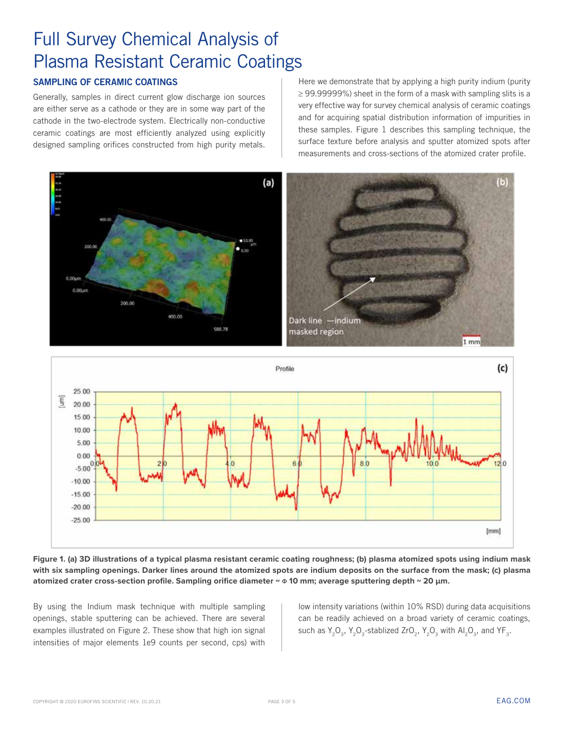# Full Survey Chemical Analysis of Plasma Resistant Ceramic Coatings

## SAMPLING OF CERAMIC COATINGS

Generally, samples in direct current glow discharge ion sources are either serve as a cathode or they are in some way part of the cathode in the two-electrode system. Electrically non-conductive ceramic coatings are most efficiently analyzed using explicitly designed sampling orifices constructed from high purity metals.

Here we demonstrate that by applying a high purity indium (purity ≥ 99.99999%) sheet in the form of a mask with sampling slits is a very effective way for survey chemical analysis of ceramic coatings and for acquiring spatial distribution information of impurities in these samples. Figure 1 describes this sampling technique, the surface texture before analysis and sputter atomized spots after measurements and cross-sections of the atomized crater profile.

**Figure 1. (a) 3D illustrations of a typical plasma resistant ceramic coating roughness; (b) plasma atomized spots using indium mask with six sampling openings. Darker lines around the atomized spots are indium deposits on the surface from the mask; (c) plasma atomized crater cross-section profile. Sampling orifice diameter ~ Φ 10 mm; average sputtering depth ~ 20 µm.**

By using the Indium mask technique with multiple sampling openings, stable sputtering can be achieved. There are several examples illustrated on Figure 2. These show that high ion signal intensities of major elements 1e9 counts per second, cps) with low intensity variations (within 10% RSD) during data acquisitions can be readily achieved on a broad variety of ceramic coatings, such as $Y_2O_3$, $Y_2O_3$-stablized $ZrO_2$, $Y_2O_3$ with $Al_2O_3$, and $YF_3$.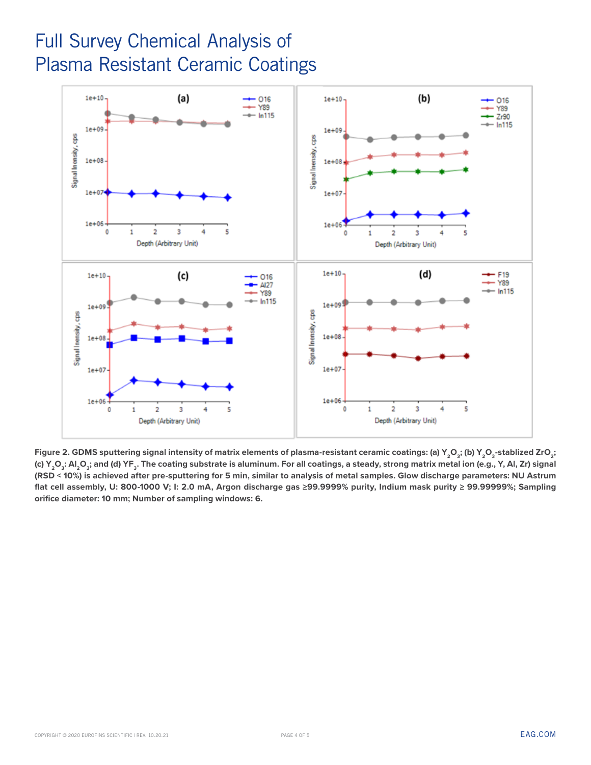# Full Survey Chemical Analysis of Plasma Resistant Ceramic Coatings

**Figure 2. GDMS sputtering signal intensity of matrix elements of plasma-resistant ceramic coatings: (a) $Y_2O_3$; (b) $Y_2O_3$-stablized $ZrO_2$; (c) $Y_2O_3$: $Al_2O_3$; and (d) $YF_3$. The coating substrate is aluminum. For all coatings, a steady, strong matrix metal ion (e.g., Y, Al, Zr) signal (RSD < 10%) is achieved after pre-sputtering for 5 min, similar to analysis of metal samples. Glow discharge parameters: NU Astrum flat cell assembly, U: 800-1000 V; I: 2.0 mA, Argon discharge gas ≥99.9999% purity, Indium mask purity ≥ 99.99999%; Sampling orifice diameter: 10 mm; Number of sampling windows: 6.**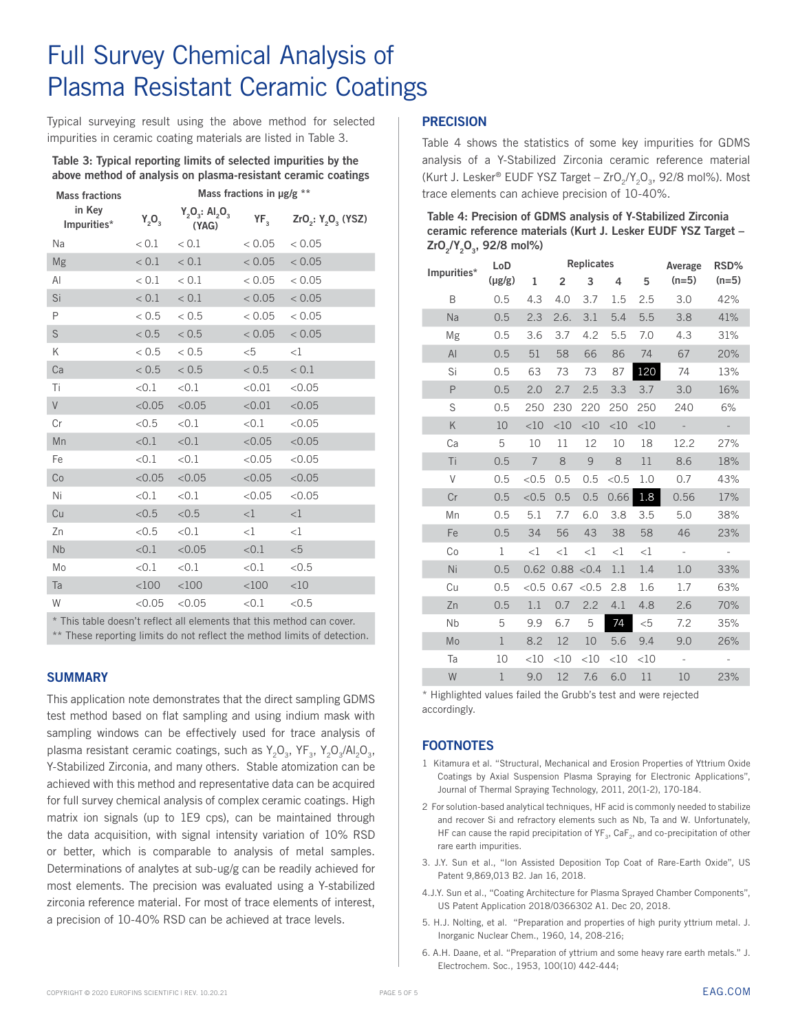# Full Survey Chemical Analysis of Plasma Resistant Ceramic Coatings

Typical surveying result using the above method for selected impurities in ceramic coating materials are listed in Table 3.

**Table 3: Typical reporting limits of selected impurities by the above method of analysis on plasma-resistant ceramic coatings**

| Mass fractions in Key Impurities* | Mass fractions in µg/g ** | | | |
|---|---|---|---|---|
| | $Y_2O_3$ | $Y_2O_3$: $Al_2O_3$ (YAG) | $YF_3$ | $ZrO_2$: $Y_2O_3$ (YSZ) |
| Na | < 0.1 | < 0.1 | < 0.05 | < 0.05 |
| Mg | < 0.1 | < 0.1 | < 0.05 | < 0.05 |
| Al | < 0.1 | < 0.1 | < 0.05 | < 0.05 |
| Si | < 0.1 | < 0.1 | < 0.05 | < 0.05 |
| P | < 0.5 | < 0.5 | < 0.05 | < 0.05 |
| S | < 0.5 | < 0.5 | < 0.05 | < 0.05 |
| K | < 0.5 | < 0.5 | <5 | <1 |
| Ca | < 0.5 | < 0.5 | < 0.5 | < 0.1 |
| Ti | <0.1 | <0.1 | <0.01 | <0.05 |
| V | <0.05 | <0.05 | <0.01 | <0.05 |
| Cr | <0.5 | <0.1 | <0.1 | <0.05 |
| Mn | <0.1 | <0.1 | <0.05 | <0.05 |
| Fe | <0.1 | <0.1 | <0.05 | <0.05 |
| Co | <0.05 | <0.05 | <0.05 | <0.05 |
| Ni | <0.1 | <0.1 | <0.05 | <0.05 |
| Cu | <0.5 | <0.5 | <1 | <1 |
| Zn | <0.5 | <0.1 | <1 | <1 |
| Nb | <0.1 | <0.05 | <0.1 | <5 |
| Mo | <0.1 | <0.1 | <0.1 | <0.5 |
| Ta | <100 | <100 | <100 | <10 |
| W | <0.05 | <0.05 | <0.1 | <0.5 |

\* This table doesn't reflect all elements that this method can cover.
\*\* These reporting limits do not reflect the method limits of detection.

## SUMMARY

This application note demonstrates that the direct sampling GDMS test method based on flat sampling and using indium mask with sampling windows can be effectively used for trace analysis of plasma resistant ceramic coatings, such as $Y_2O_3$, $YF_3$, $Y_2O_3/Al_2O_3$, Y-Stabilized Zirconia, and many others. Stable atomization can be achieved with this method and representative data can be acquired for full survey chemical analysis of complex ceramic coatings. High matrix ion signals (up to 1E9 cps), can be maintained through the data acquisition, with signal intensity variation of 10% RSD or better, which is comparable to analysis of metal samples. Determinations of analytes at sub-ug/g can be readily achieved for most elements. The precision was evaluated using a Y-stabilized zirconia reference material. For most of trace elements of interest, a precision of 10-40% RSD can be achieved at trace levels.

## PRECISION

Table 4 shows the statistics of some key impurities for GDMS analysis of a Y-Stabilized Zirconia ceramic reference material (Kurt J. Lesker® EUDF YSZ Target – $ZrO_2/Y_2O_3$, 92/8 mol%). Most trace elements can achieve precision of 10-40%.

**Table 4: Precision of GDMS analysis of Y-Stabilized Zirconia ceramic reference materials (Kurt J. Lesker EUDF YSZ Target – $ZrO_2/Y_2O_3$, 92/8 mol%)**

| Impurities* | LoD (µg/g) | Replicates 1 | 2 | 3 | 4 | 5 | Average (n=5) | RSD% (n=5) |
|---|---|---|---|---|---|---|---|---|
| B | 0.5 | 4.3 | 4.0 | 3.7 | 1.5 | 2.5 | 3.0 | 42% |
| Na | 0.5 | 2.3 | 2.6. | 3.1 | 5.4 | 5.5 | 3.8 | 41% |
| Mg | 0.5 | 3.6 | 3.7 | 4.2 | 5.5 | 7.0 | 4.3 | 31% |
| Al | 0.5 | 51 | 58 | 66 | 86 | 74 | 67 | 20% |
| Si | 0.5 | 63 | 73 | 73 | 87 | 120 | 74 | 13% |
| P | 0.5 | 2.0 | 2.7 | 2.5 | 3.3 | 3.7 | 3.0 | 16% |
| S | 0.5 | 250 | 230 | 220 | 250 | 250 | 240 | 6% |
| K | 10 | <10 | <10 | <10 | <10 | <10 | - | - |
| Ca | 5 | 10 | 11 | 12 | 10 | 18 | 12.2 | 27% |
| Ti | 0.5 | 7 | 8 | 9 | 8 | 11 | 8.6 | 18% |
| V | 0.5 | <0.5 | 0.5 | 0.5 | <0.5 | 1.0 | 0.7 | 43% |
| Cr | 0.5 | <0.5 | 0.5 | 0.5 | 0.66 | 1.8 | 0.56 | 17% |
| Mn | 0.5 | 5.1 | 7.7 | 6.0 | 3.8 | 3.5 | 5.0 | 38% |
| Fe | 0.5 | 34 | 56 | 43 | 38 | 58 | 46 | 23% |
| Co | 1 | <1 | <1 | <1 | <1 | <1 | - | - |
| Ni | 0.5 | 0.62 | 0.88 | <0.4 | 1.1 | 1.4 | 1.0 | 33% |
| Cu | 0.5 | <0.5 | 0.67 | <0.5 | 2.8 | 1.6 | 1.7 | 63% |
| Zn | 0.5 | 1.1 | 0.7 | 2.2 | 4.1 | 4.8 | 2.6 | 70% |
| Nb | 5 | 9.9 | 6.7 | 5 | 74 | <5 | 7.2 | 35% |
| Mo | 1 | 8.2 | 12 | 10 | 5.6 | 9.4 | 9.0 | 26% |
| Ta | 10 | <10 | <10 | <10 | <10 | <10 | - | - |
| W | 1 | 9.0 | 12 | 7.6 | 6.0 | 11 | 10 | 23% |

\* Highlighted values failed the Grubb's test and were rejected accordingly.

## FOOTNOTES

1. Kitamura et al. "Structural, Mechanical and Erosion Properties of Yttrium Oxide Coatings by Axial Suspension Plasma Spraying for Electronic Applications", Journal of Thermal Spraying Technology, 2011, 20(1-2), 170-184.
2. For solution-based analytical techniques, HF acid is commonly needed to stabilize and recover Si and refractory elements such as Nb, Ta and W. Unfortunately, HF can cause the rapid precipitation of $YF_3$, $CaF_2$, and co-precipitation of other rare earth impurities.
3. J.Y. Sun et al., "Ion Assisted Deposition Top Coat of Rare-Earth Oxide", US Patent 9,869,013 B2. Jan 16, 2018.
4. J.Y. Sun et al., "Coating Architecture for Plasma Sprayed Chamber Components", US Patent Application 2018/0366302 A1. Dec 20, 2018.
5. H.J. Nolting, et al. "Preparation and properties of high purity yttrium metal. J. Inorganic Nuclear Chem., 1960, 14, 208-216;
6. A.H. Daane, et al. "Preparation of yttrium and some heavy rare earth metals." J. Electrochem. Soc., 1953, 100(10) 442-444;